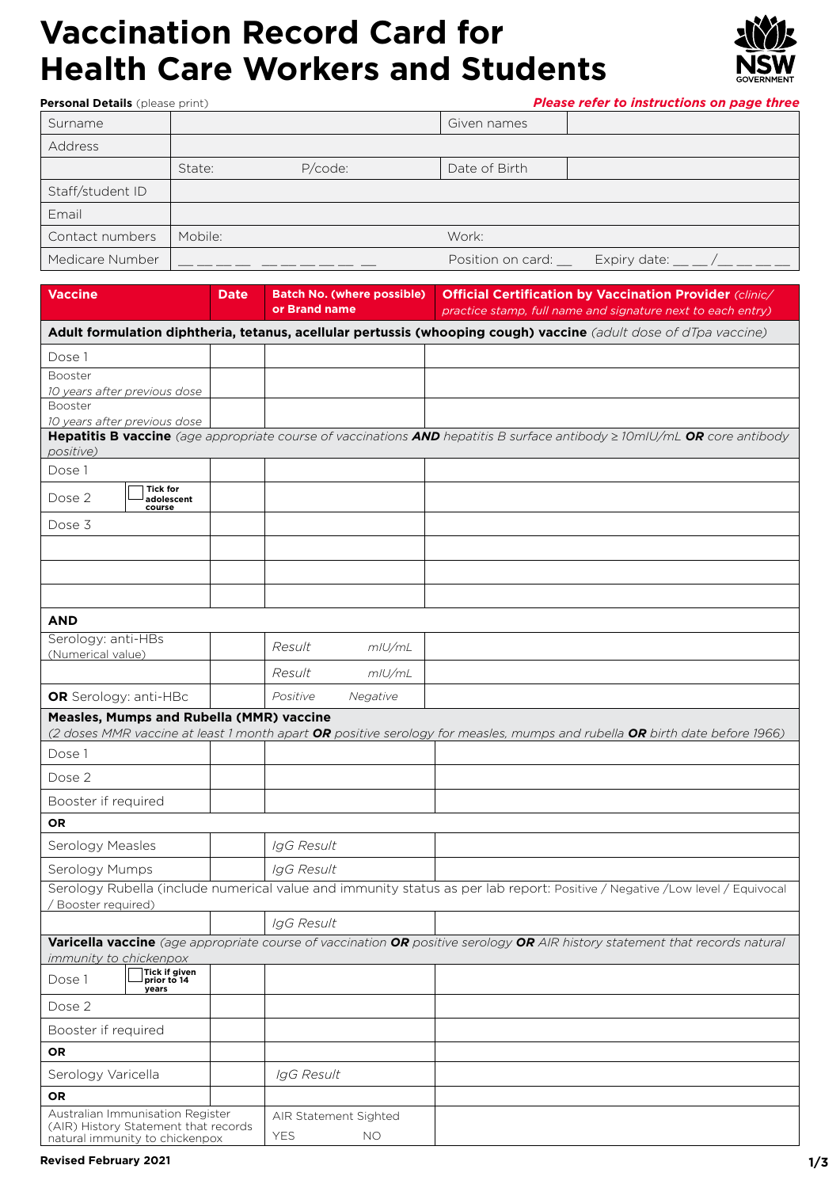# Vaccination Record Card for Health Care Workers and Students

**Personal Details** (please print) ***Please refer to instructions on page three***

| | | | |
|---|---|---|---|
| Surname | | Given names | |
| Address | | | |
| | State: P/code: | Date of Birth | |
| Staff/student ID | | | |
| Email | | | |
| Contact numbers | Mobile: | Work: | |
| Medicare Number | __ __ __ __ __ __ __ __ __ __ | Position on card: __ | Expiry date: __ __ / __ __ __ __ |

| Vaccine | Date | Batch No. (where possible) or Brand name | Official Certification by Vaccination Provider *(clinic/practice stamp, full name and signature next to each entry)* |
|---|---|---|---|
| **Adult formulation diphtheria, tetanus, acellular pertussis (whooping cough) vaccine** *(adult dose of dTpa vaccine)* | | | |
| Dose 1 | | | |
| Booster *10 years after previous dose* | | | |
| Booster *10 years after previous dose* | | | |
| **Hepatitis B vaccine** *(age appropriate course of vaccinations **AND** hepatitis B surface antibody ≥ 10mIU/mL **OR** core antibody positive)* | | | |
| Dose 1 | | | |
| Dose 2 ☐ **Tick for adolescent course** | | | |
| Dose 3 | | | |
| | | | |
| | | | |
| | | | |
| **AND** | | | |
| Serology: anti-HBs (Numerical value) | | *Result mIU/mL* | |
| | | *Result mIU/mL* | |
| **OR** Serology: anti-HBc | | *Positive Negative* | |
| **Measles, Mumps and Rubella (MMR) vaccine** *(2 doses MMR vaccine at least 1 month apart **OR** positive serology for measles, mumps and rubella **OR** birth date before 1966)* | | | |
| Dose 1 | | | |
| Dose 2 | | | |
| Booster if required | | | |
| **OR** | | | |
| Serology Measles | | *IgG Result* | |
| Serology Mumps | | *IgG Result* | |
| Serology Rubella (include numerical value and immunity status as per lab report: Positive / Negative /Low level / Equivocal / Booster required) | | | |
| | | *IgG Result* | |
| **Varicella vaccine** *(age appropriate course of vaccination **OR** positive serology **OR** AIR history statement that records natural immunity to chickenpox* | | | |
| Dose 1 ☐ **Tick if given prior to 14 years** | | | |
| Dose 2 | | | |
| Booster if required | | | |
| **OR** | | | |
| Serology Varicella | | *IgG Result* | |
| **OR** | | | |
| Australian Immunisation Register (AIR) History Statement that records natural immunity to chickenpox | | AIR Statement Sighted YES NO | |

**Revised February 2021**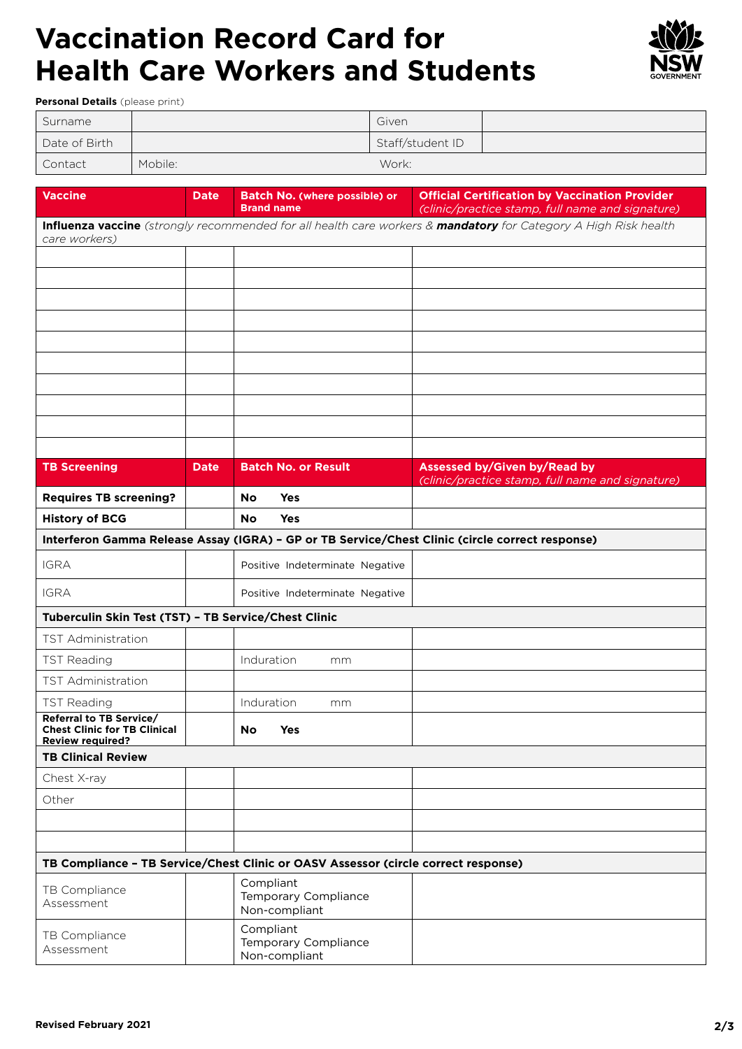# Vaccination Record Card for Health Care Workers and Students

**Personal Details** (please print)

| Surname | | Given | |
|---|---|---|---|
| Date of Birth | | Staff/student ID | |
| Contact | Mobile: | Work: | |

| Vaccine | Date | Batch No. (where possible) or Brand name | Official Certification by Vaccination Provider *(clinic/practice stamp, full name and signature)* |
|---|---|---|---|
| **Influenza vaccine** *(strongly recommended for all health care workers &* ***mandatory*** *for Category A High Risk health care workers)* | | | |
| | | | |
| | | | |
| | | | |
| | | | |
| | | | |
| | | | |
| | | | |
| | | | |
| | | | |
| | | | |

| TB Screening | Date | Batch No. or Result | Assessed by/Given by/Read by *(clinic/practice stamp, full name and signature)* |
|---|---|---|---|
| **Requires TB screening?** | | **No Yes** | |
| **History of BCG** | | **No Yes** | |
| **Interferon Gamma Release Assay (IGRA) – GP or TB Service/Chest Clinic (circle correct response)** | | | |
| IGRA | | Positive Indeterminate Negative | |
| IGRA | | Positive Indeterminate Negative | |
| **Tuberculin Skin Test (TST) – TB Service/Chest Clinic** | | | |
| TST Administration | | | |
| TST Reading | | Induration mm | |
| TST Administration | | | |
| TST Reading | | Induration mm | |
| **Referral to TB Service/ Chest Clinic for TB Clinical Review required?** | | **No Yes** | |
| **TB Clinical Review** | | | |
| Chest X-ray | | | |
| Other | | | |
| | | | |
| | | | |
| **TB Compliance – TB Service/Chest Clinic or OASV Assessor (circle correct response)** | | | |
| TB Compliance Assessment | | Compliant<br>Temporary Compliance<br>Non-compliant | |
| TB Compliance Assessment | | Compliant<br>Temporary Compliance<br>Non-compliant | |

**Revised February 2021**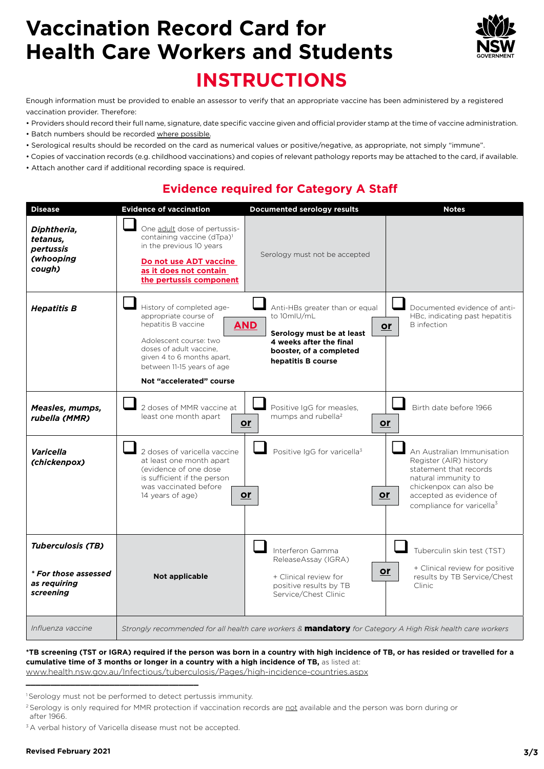# Vaccination Record Card for Health Care Workers and Students

## INSTRUCTIONS

Enough information must be provided to enable an assessor to verify that an appropriate vaccine has been administered by a registered vaccination provider. Therefore:

- Providers should record their full name, signature, date specific vaccine given and official provider stamp at the time of vaccine administration.
- Batch numbers should be recorded where possible.
- Serological results should be recorded on the card as numerical values or positive/negative, as appropriate, not simply "immune".
- Copies of vaccination records (e.g. childhood vaccinations) and copies of relevant pathology reports may be attached to the card, if available.
- Attach another card if additional recording space is required.

### Evidence required for Category A Staff

| Disease | Evidence of vaccination | | Documented serology results | | Notes |
|---|---|---|---|---|---|
| ***Diphtheria, tetanus, pertussis (whooping cough)*** | ☐ One adult dose of pertussis-containing vaccine (dTpa)[1] in the previous 10 years<br><br>**Do not use ADT vaccine as it does not contain the pertussis component** | | Serology must not be accepted | | |
| ***Hepatitis B*** | ☐ History of completed age-appropriate course of hepatitis B vaccine<br><br>Adolescent course: two doses of adult vaccine, given 4 to 6 months apart, between 11-15 years of age<br><br>**Not "accelerated" course** | **AND** | ☐ Anti-HBs greater than or equal to 10mIU/mL<br><br>**Serology must be at least 4 weeks after the final booster, of a completed hepatitis B course** | **or** | ☐ Documented evidence of anti-HBc, indicating past hepatitis B infection |
| ***Measles, mumps, rubella (MMR)*** | ☐ 2 doses of MMR vaccine at least one month apart | **or** | ☐ Positive IgG for measles, mumps and rubella[2] | **or** | ☐ Birth date before 1966 |
| ***Varicella (chickenpox)*** | ☐ 2 doses of varicella vaccine at least one month apart (evidence of one dose is sufficient if the person was vaccinated before 14 years of age) | **or** | ☐ Positive IgG for varicella[3] | **or** | ☐ An Australian Immunisation Register (AIR) history statement that records natural immunity to chickenpox can also be accepted as evidence of compliance for varicella[3] |
| ***Tuberculosis (TB)***<br><br>***\* For those assessed as requiring screening*** | **Not applicable** | | ☐ Interferon Gamma ReleaseAssay (IGRA)<br><br>+ Clinical review for positive results by TB Service/Chest Clinic | **or** | ☐ Tuberculin skin test (TST)<br><br>+ Clinical review for positive results by TB Service/Chest Clinic |
| *Influenza vaccine* | *Strongly recommended for all health care workers &* **mandatory** *for Category A High Risk health care workers* | | | | |

**\*TB screening (TST or IGRA) required if the person was born in a country with high incidence of TB, or has resided or travelled for a cumulative time of 3 months or longer in a country with a high incidence of TB,** as listed at: www.health.nsw.gov.au/Infectious/tuberculosis/Pages/high-incidence-countries.aspx

[1] Serology must not be performed to detect pertussis immunity.

[2] Serology is only required for MMR protection if vaccination records are not available and the person was born during or after 1966.

[3] A verbal history of Varicella disease must not be accepted.

**Revised February 2021**